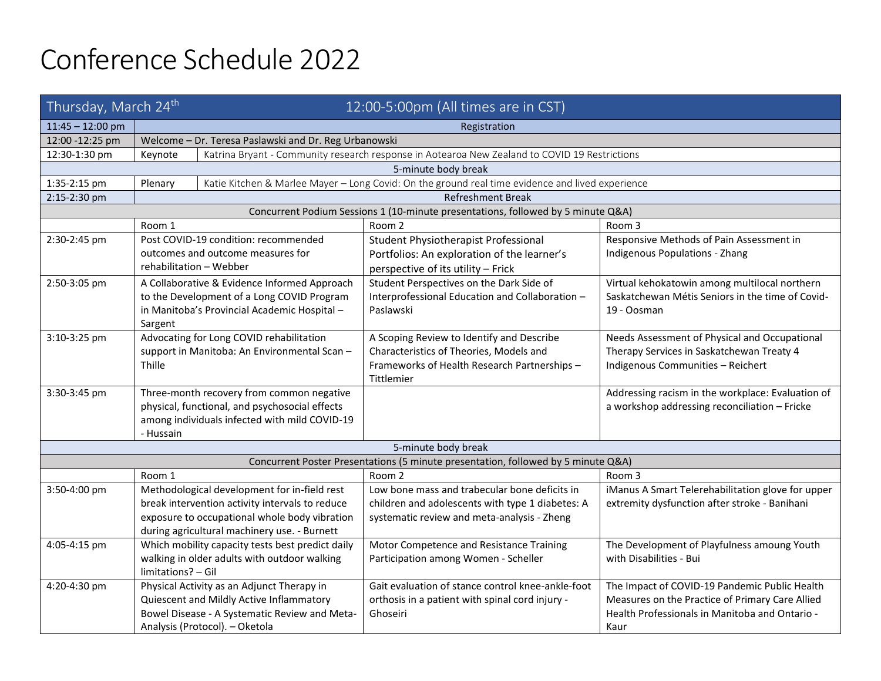# Conference Schedule 2022

| Thursday, March 24th | 12:00-5:00pm (All times are in CST) | | |
|---|---|---|---|
| 11:45 – 12:00 pm | Registration | | |
| 12:00 -12:25 pm | Welcome – Dr. Teresa Paslawski and Dr. Reg Urbanowski | | |
| 12:30-1:30 pm | Keynote | Katrina Bryant - Community research response in Aotearoa New Zealand to COVID 19 Restrictions | |
| 5-minute body break | | | |
| 1:35-2:15 pm | Plenary | Katie Kitchen & Marlee Mayer – Long Covid: On the ground real time evidence and lived experience | |
| 2:15-2:30 pm | Refreshment Break | | |
| Concurrent Podium Sessions 1 (10-minute presentations, followed by 5 minute Q&A) | | | |
| | Room 1 | Room 2 | Room 3 |
| 2:30-2:45 pm | Post COVID-19 condition: recommended outcomes and outcome measures for rehabilitation – Webber | Student Physiotherapist Professional Portfolios: An exploration of the learner's perspective of its utility – Frick | Responsive Methods of Pain Assessment in Indigenous Populations - Zhang |
| 2:50-3:05 pm | A Collaborative & Evidence Informed Approach to the Development of a Long COVID Program in Manitoba's Provincial Academic Hospital – Sargent | Student Perspectives on the Dark Side of Interprofessional Education and Collaboration – Paslawski | Virtual kehokatowin among multilocal northern Saskatchewan Métis Seniors in the time of Covid-19 - Oosman |
| 3:10-3:25 pm | Advocating for Long COVID rehabilitation support in Manitoba: An Environmental Scan – Thille | A Scoping Review to Identify and Describe Characteristics of Theories, Models and Frameworks of Health Research Partnerships – Tittlemier | Needs Assessment of Physical and Occupational Therapy Services in Saskatchewan Treaty 4 Indigenous Communities – Reichert |
| 3:30-3:45 pm | Three-month recovery from common negative physical, functional, and psychosocial effects among individuals infected with mild COVID-19 - Hussain | | Addressing racism in the workplace: Evaluation of a workshop addressing reconciliation – Fricke |
| 5-minute body break | | | |
| Concurrent Poster Presentations (5 minute presentation, followed by 5 minute Q&A) | | | |
| | Room 1 | Room 2 | Room 3 |
| 3:50-4:00 pm | Methodological development for in-field rest break intervention activity intervals to reduce exposure to occupational whole body vibration during agricultural machinery use. - Burnett | Low bone mass and trabecular bone deficits in children and adolescents with type 1 diabetes: A systematic review and meta-analysis - Zheng | iManus A Smart Telerehabilitation glove for upper extremity dysfunction after stroke - Banihani |
| 4:05-4:15 pm | Which mobility capacity tests best predict daily walking in older adults with outdoor walking limitations? – Gil | Motor Competence and Resistance Training Participation among Women - Scheller | The Development of Playfulness amoung Youth with Disabilities - Bui |
| 4:20-4:30 pm | Physical Activity as an Adjunct Therapy in Quiescent and Mildly Active Inflammatory Bowel Disease - A Systematic Review and Meta-Analysis (Protocol). – Oketola | Gait evaluation of stance control knee-ankle-foot orthosis in a patient with spinal cord injury - Ghoseiri | The Impact of COVID-19 Pandemic Public Health Measures on the Practice of Primary Care Allied Health Professionals in Manitoba and Ontario - Kaur |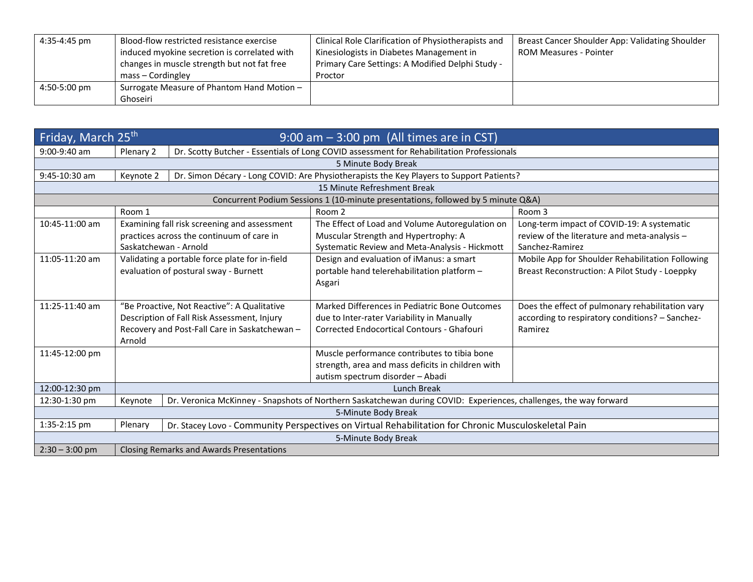| | | | |
|---|---|---|---|
| 4:35-4:45 pm | Blood-flow restricted resistance exercise induced myokine secretion is correlated with changes in muscle strength but not fat free mass – Cordingley | Clinical Role Clarification of Physiotherapists and Kinesiologists in Diabetes Management in Primary Care Settings: A Modified Delphi Study - Proctor | Breast Cancer Shoulder App: Validating Shoulder ROM Measures - Pointer |
| 4:50-5:00 pm | Surrogate Measure of Phantom Hand Motion – Ghoseiri | | |

| Friday, March 25th | 9:00 am – 3:00 pm (All times are in CST) | | |
|---|---|---|---|
| 9:00-9:40 am | Plenary 2 | Dr. Scotty Butcher - Essentials of Long COVID assessment for Rehabilitation Professionals | |
| | 5 Minute Body Break | | |
| 9:45-10:30 am | Keynote 2 | Dr. Simon Décary - Long COVID: Are Physiotherapists the Key Players to Support Patients? | |
| | 15 Minute Refreshment Break | | |
| | Concurrent Podium Sessions 1 (10-minute presentations, followed by 5 minute Q&A) | | |
| | Room 1 | Room 2 | Room 3 |
| 10:45-11:00 am | Examining fall risk screening and assessment practices across the continuum of care in Saskatchewan - Arnold | The Effect of Load and Volume Autoregulation on Muscular Strength and Hypertrophy: A Systematic Review and Meta-Analysis - Hickmott | Long-term impact of COVID-19: A systematic review of the literature and meta-analysis – Sanchez-Ramirez |
| 11:05-11:20 am | Validating a portable force plate for in-field evaluation of postural sway - Burnett | Design and evaluation of iManus: a smart portable hand telerehabilitation platform – Asgari | Mobile App for Shoulder Rehabilitation Following Breast Reconstruction: A Pilot Study - Loeppky |
| 11:25-11:40 am | "Be Proactive, Not Reactive": A Qualitative Description of Fall Risk Assessment, Injury Recovery and Post-Fall Care in Saskatchewan – Arnold | Marked Differences in Pediatric Bone Outcomes due to Inter-rater Variability in Manually Corrected Endocortical Contours - Ghafouri | Does the effect of pulmonary rehabilitation vary according to respiratory conditions? – Sanchez-Ramirez |
| 11:45-12:00 pm | | Muscle performance contributes to tibia bone strength, area and mass deficits in children with autism spectrum disorder – Abadi | |
| 12:00-12:30 pm | Lunch Break | | |
| 12:30-1:30 pm | Keynote | Dr. Veronica McKinney - Snapshots of Northern Saskatchewan during COVID: Experiences, challenges, the way forward | |
| | 5-Minute Body Break | | |
| 1:35-2:15 pm | Plenary | Dr. Stacey Lovo - Community Perspectives on Virtual Rehabilitation for Chronic Musculoskeletal Pain | |
| | 5-Minute Body Break | | |
| 2:30 – 3:00 pm | Closing Remarks and Awards Presentations | | |